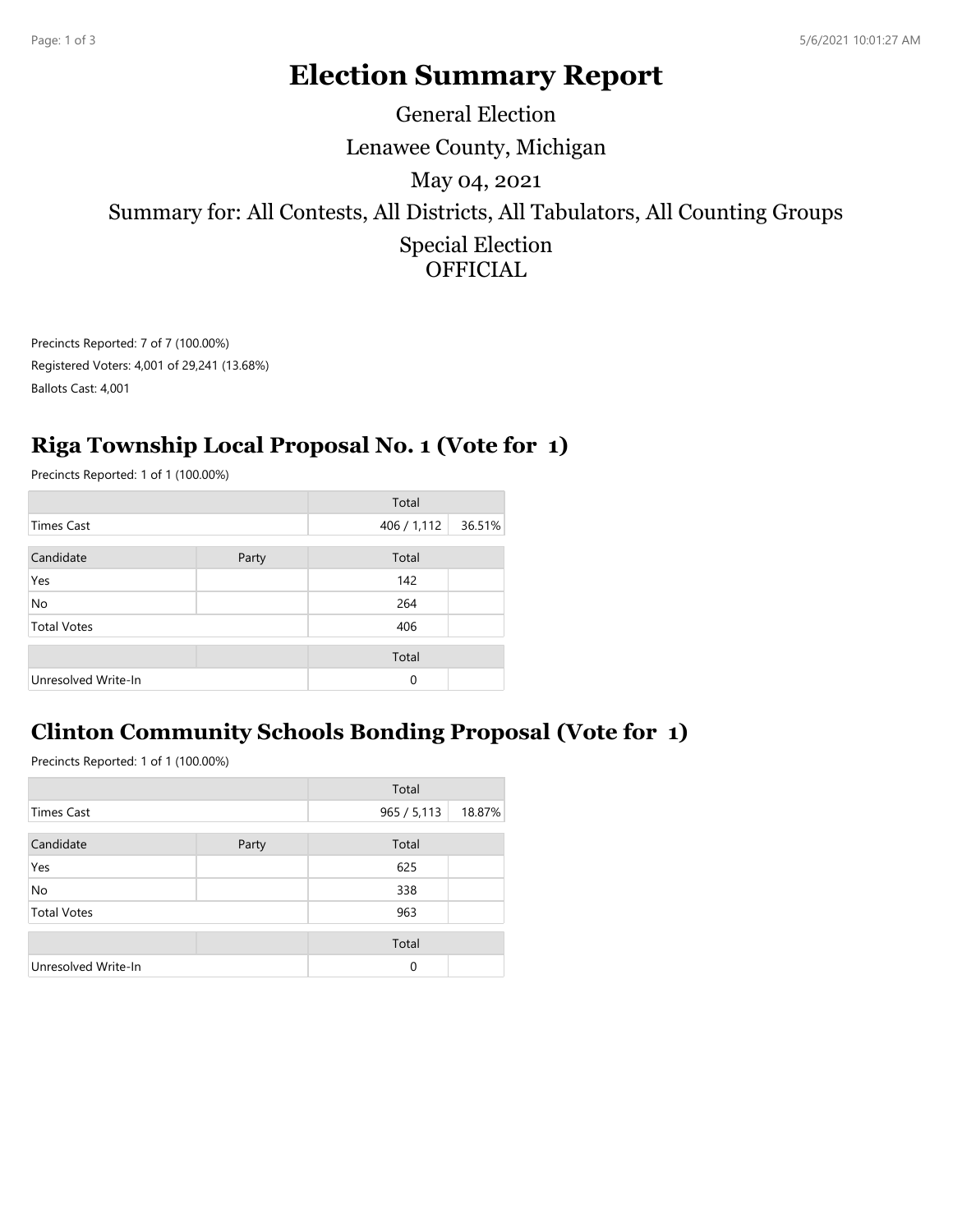# Election Summary Report

General Election

Lenawee County, Michigan

May 04, 2021

Summary for: All Contests, All Districts, All Tabulators, All Counting Groups

Special Election
OFFICIAL

Precincts Reported: 7 of 7 (100.00%)

Registered Voters: 4,001 of 29,241 (13.68%)

Ballots Cast: 4,001

## Riga Township Local Proposal No. 1 (Vote for 1)

Precincts Reported: 1 of 1 (100.00%)

| | Total | |
|---|---|---|
| Times Cast | 406 / 1,112 | 36.51% |

| Candidate | Party | Total |
|---|---|---|
| Yes | | 142 |
| No | | 264 |
| Total Votes | | 406 |

| | | Total |
|---|---|---|
| Unresolved Write-In | | 0 |

## Clinton Community Schools Bonding Proposal (Vote for 1)

Precincts Reported: 1 of 1 (100.00%)

| | Total | |
|---|---|---|
| Times Cast | 965 / 5,113 | 18.87% |

| Candidate | Party | Total |
|---|---|---|
| Yes | | 625 |
| No | | 338 |
| Total Votes | | 963 |

| | | Total |
|---|---|---|
| Unresolved Write-In | | 0 |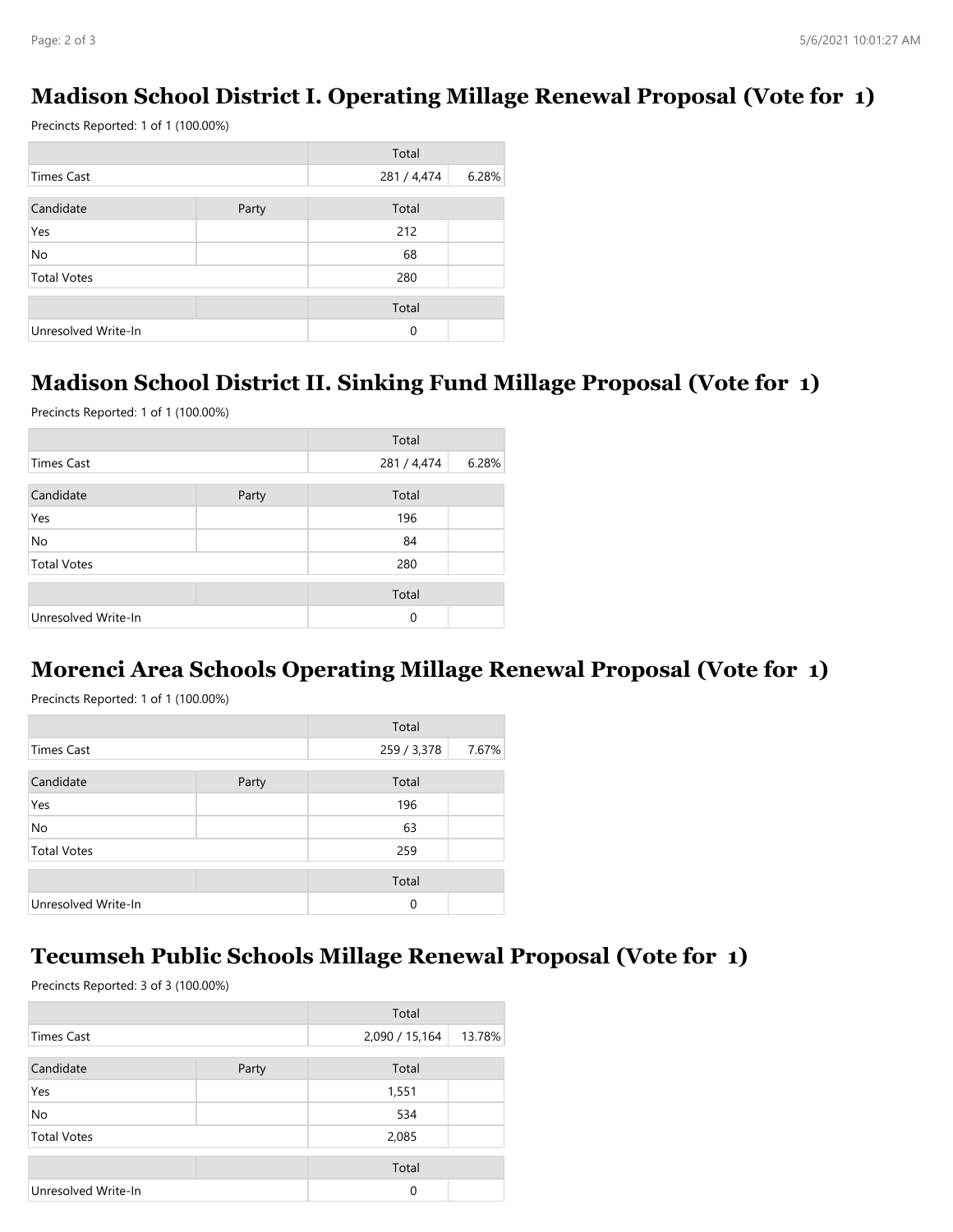## Madison School District I. Operating Millage Renewal Proposal (Vote for 1)

Precincts Reported: 1 of 1 (100.00%)

| | | Total | |
|---|---|---|---|
| Times Cast | | 281 / 4,474 | 6.28% |

| Candidate | Party | Total | |
|---|---|---|---|
| Yes | | 212 | |
| No | | 68 | |
| Total Votes | | 280 | |

| | | Total | |
|---|---|---|---|
| Unresolved Write-In | | 0 | |

## Madison School District II. Sinking Fund Millage Proposal (Vote for 1)

Precincts Reported: 1 of 1 (100.00%)

| | | Total | |
|---|---|---|---|
| Times Cast | | 281 / 4,474 | 6.28% |

| Candidate | Party | Total | |
|---|---|---|---|
| Yes | | 196 | |
| No | | 84 | |
| Total Votes | | 280 | |

| | | Total | |
|---|---|---|---|
| Unresolved Write-In | | 0 | |

## Morenci Area Schools Operating Millage Renewal Proposal (Vote for 1)

Precincts Reported: 1 of 1 (100.00%)

| | | Total | |
|---|---|---|---|
| Times Cast | | 259 / 3,378 | 7.67% |

| Candidate | Party | Total | |
|---|---|---|---|
| Yes | | 196 | |
| No | | 63 | |
| Total Votes | | 259 | |

| | | Total | |
|---|---|---|---|
| Unresolved Write-In | | 0 | |

## Tecumseh Public Schools Millage Renewal Proposal (Vote for 1)

Precincts Reported: 3 of 3 (100.00%)

| | | Total | |
|---|---|---|---|
| Times Cast | | 2,090 / 15,164 | 13.78% |

| Candidate | Party | Total | |
|---|---|---|---|
| Yes | | 1,551 | |
| No | | 534 | |
| Total Votes | | 2,085 | |

| | | Total | |
|---|---|---|---|
| Unresolved Write-In | | 0 | |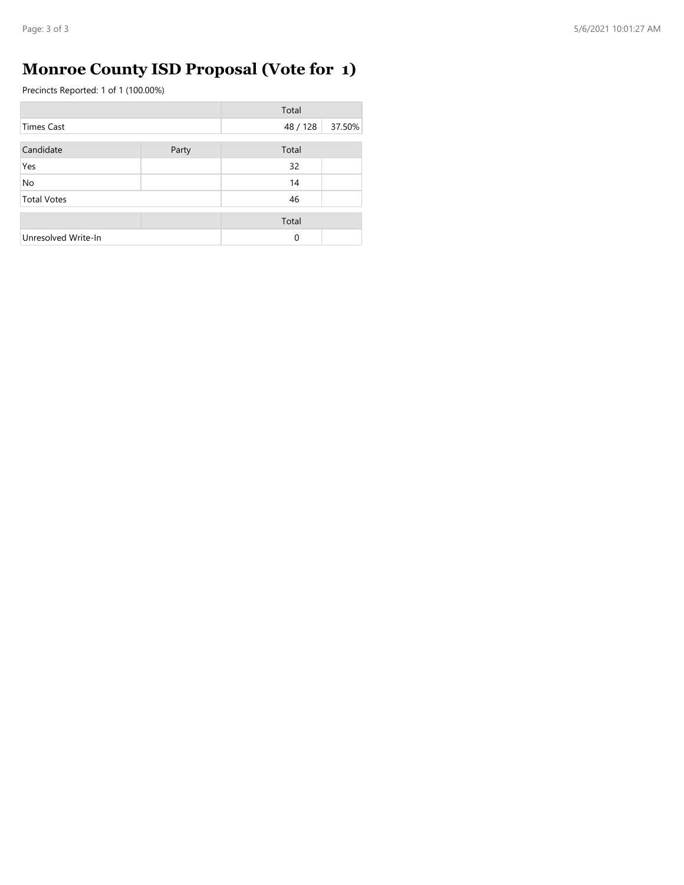# Monroe County ISD Proposal (Vote for 1)

Precincts Reported: 1 of 1 (100.00%)

| | | Total | |
|---|---|---|---|
| Times Cast | | 48 / 128 | 37.50% |

| Candidate | Party | Total | |
|---|---|---|---|
| Yes | | 32 | |
| No | | 14 | |
| Total Votes | | 46 | |

| | | Total | |
|---|---|---|---|
| Unresolved Write-In | | 0 | |